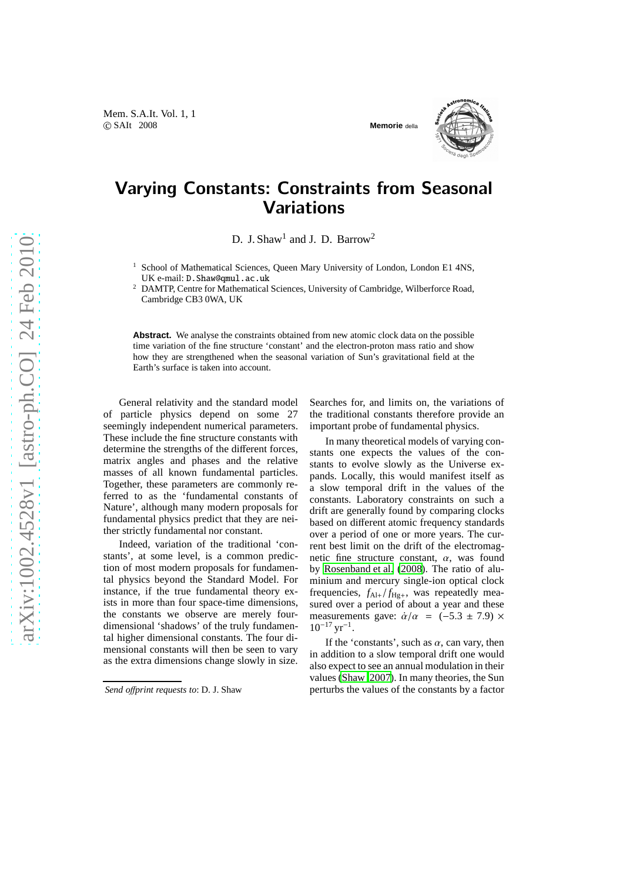# Varying Constants: Constraints from Seasonal Variations

D. J. Shaw[1] and J. D. Barrow[2]

[1] School of Mathematical Sciences, Queen Mary University of London, London E1 4NS, UK e-mail: D.Shaw@qmul.ac.uk

[2] DAMTP, Centre for Mathematical Sciences, University of Cambridge, Wilberforce Road, Cambridge CB3 0WA, UK

**Abstract.** We analyse the constraints obtained from new atomic clock data on the possible time variation of the fine structure 'constant' and the electron-proton mass ratio and show how they are strengthened when the seasonal variation of Sun's gravitational field at the Earth's surface is taken into account.

General relativity and the standard model of particle physics depend on some 27 seemingly independent numerical parameters. These include the fine structure constants with determine the strengths of the different forces, matrix angles and phases and the relative masses of all known fundamental particles. Together, these parameters are commonly referred to as the 'fundamental constants of Nature', although many modern proposals for fundamental physics predict that they are neither strictly fundamental nor constant.

Indeed, variation of the traditional 'constants', at some level, is a common prediction of most modern proposals for fundamental physics beyond the Standard Model. For instance, if the true fundamental theory exists in more than four space-time dimensions, the constants we observe are merely four-dimensional 'shadows' of the truly fundamental higher dimensional constants. The four dimensional constants will then be seen to vary as the extra dimensions change slowly in size. Searches for, and limits on, the variations of the traditional constants therefore provide an important probe of fundamental physics.

In many theoretical models of varying constants one expects the values of the constants to evolve slowly as the Universe expands. Locally, this would manifest itself as a slow temporal drift in the values of the constants. Laboratory constraints on such a drift are generally found by comparing clocks based on different atomic frequency standards over a period of one or more years. The current best limit on the drift of the electromagnetic fine structure constant, $\alpha$, was found by Rosenband et al. (2008). The ratio of aluminium and mercury single-ion optical clock frequencies, $f_{\mathrm{Al}+}/f_{\mathrm{Hg}+}$, was repeatedly measured over a period of about a year and these measurements gave: $\dot{\alpha}/\alpha = (-5.3 \pm 7.9) \times 10^{-17}\,\mathrm{yr}^{-1}$.

If the 'constants', such as $\alpha$, can vary, then in addition to a slow temporal drift one would also expect to see an annual modulation in their values (Shaw 2007). In many theories, the Sun perturbs the values of the constants by a factor

*Send offprint requests to*: D. J. Shaw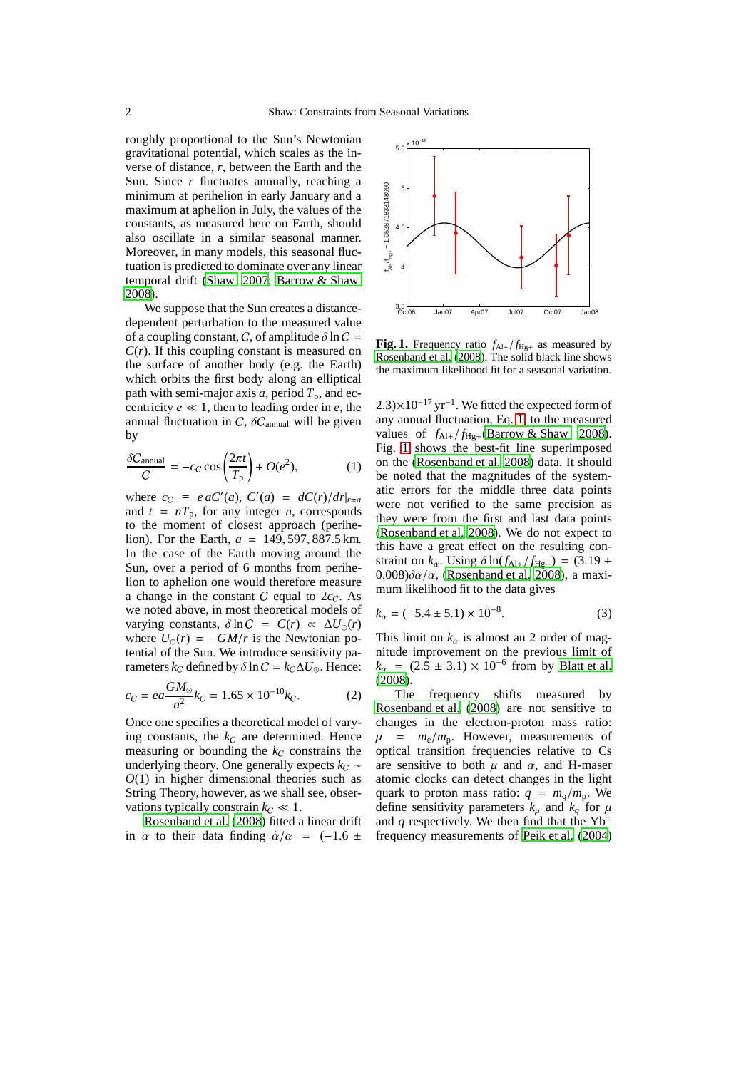roughly proportional to the Sun's Newtonian gravitational potential, which scales as the inverse of distance, $r$, between the Earth and the Sun. Since $r$ fluctuates annually, reaching a minimum at perihelion in early January and a maximum at aphelion in July, the values of the constants, as measured here on Earth, should also oscillate in a similar seasonal manner. Moreover, in many models, this seasonal fluctuation is predicted to dominate over any linear temporal drift (Shaw 2007; Barrow & Shaw 2008).

We suppose that the Sun creates a distance-dependent perturbation to the measured value of a coupling constant, $C$, of amplitude $\delta \ln C = C(r)$. If this coupling constant is measured on the surface of another body (e.g. the Earth) which orbits the first body along an elliptical path with semi-major axis $a$, period $T_{\rm p}$, and eccentricity $e \ll 1$, then to leading order in $e$, the annual fluctuation in $C$, $\delta C_{\rm annual}$ will be given by

$$\frac{\delta C_{\rm annual}}{C} = -c_C \cos\left(\frac{2\pi t}{T_{\rm p}}\right) + O(e^2), \qquad (1)$$

where $c_C \equiv e\, aC'(a)$, $C'(a) = dC(r)/dr|_{r=a}$ and $t = nT_{\rm p}$, for any integer $n$, corresponds to the moment of closest approach (perihelion). For the Earth, $a = 149,597,887.5\,\mathrm{km}$. In the case of the Earth moving around the Sun, over a period of 6 months from perihelion to aphelion one would therefore measure a change in the constant $C$ equal to $2c_C$. As we noted above, in most theoretical models of varying constants, $\delta \ln C = C(r) \propto \Delta U_{\odot}(r)$ where $U_{\odot}(r) = -GM/r$ is the Newtonian potential of the Sun. We introduce sensitivity parameters $k_C$ defined by $\delta \ln C = k_C \Delta U_{\odot}$. Hence:

$$c_C = ea\frac{GM_{\odot}}{a^2}k_C = 1.65 \times 10^{-10} k_C. \qquad (2)$$

Once one specifies a theoretical model of varying constants, the $k_C$ are determined. Hence measuring or bounding the $k_C$ constrains the underlying theory. One generally expects $k_C \sim O(1)$ in higher dimensional theories such as String Theory, however, as we shall see, observations typically constrain $k_C \ll 1$.

Rosenband et al. (2008) fitted a linear drift in $\alpha$ to their data finding $\dot{\alpha}/\alpha = (-1.6 \pm 2.3)\times 10^{-17}\,\mathrm{yr}^{-1}$. We fitted the expected form of any annual fluctuation, Eq. 1, to the measured values of $f_{\rm Al+}/f_{\rm Hg+}$(Barrow & Shaw 2008). Fig. 1 shows the best-fit line superimposed on the (Rosenband et al. 2008) data. It should be noted that the magnitudes of the systematic errors for the middle three data points were not verified to the same precision as they were from the first and last data points (Rosenband et al. 2008). We do not expect to this have a great effect on the resulting constraint on $k_{\alpha}$. Using $\delta \ln(f_{\rm Al+}/f_{\rm Hg+}) = (3.19 + 0.008)\delta\alpha/\alpha$, (Rosenband et al. 2008), a maximum likelihood fit to the data gives

**Fig. 1.** Frequency ratio $f_{\rm Al+}/f_{\rm Hg+}$ as measured by Rosenband et al. (2008). The solid black line shows the maximum likelihood fit for a seasonal variation.

$$k_{\alpha} = (-5.4 \pm 5.1) \times 10^{-8}. \qquad (3)$$

This limit on $k_{\alpha}$ is almost an 2 order of magnitude improvement on the previous limit of $k_{\alpha} = (2.5 \pm 3.1) \times 10^{-6}$ from by Blatt et al. (2008).

The frequency shifts measured by Rosenband et al. (2008) are not sensitive to changes in the electron-proton mass ratio: $\mu = m_{\rm e}/m_{\rm p}$. However, measurements of optical transition frequencies relative to Cs are sensitive to both $\mu$ and $\alpha$, and H-maser atomic clocks can detect changes in the light quark to proton mass ratio: $q = m_{\rm q}/m_{\rm p}$. We define sensitivity parameters $k_{\mu}$ and $k_q$ for $\mu$ and $q$ respectively. We then find that the $\mathrm{Yb}^{+}$ frequency measurements of Peik et al. (2004)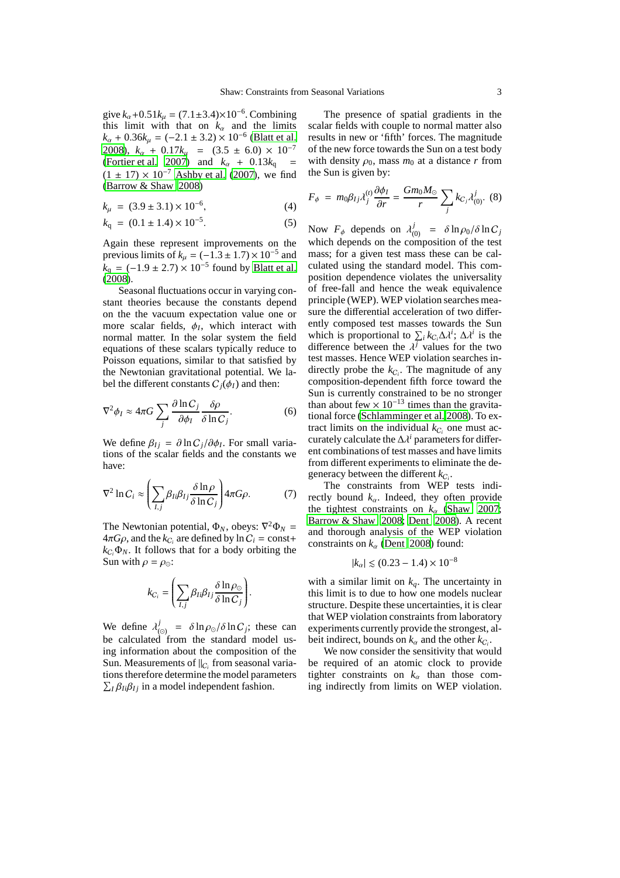give $k_\alpha + 0.51 k_\mu = (7.1 \pm 3.4) \times 10^{-6}$. Combining this limit with that on $k_\alpha$ and the limits $k_\alpha + 0.36 k_\mu = (-2.1 \pm 3.2) \times 10^{-6}$ (Blatt et al. 2008), $k_\alpha + 0.17 k_\mu = (3.5 \pm 6.0) \times 10^{-7}$ (Fortier et al. 2007) and $k_\alpha + 0.13 k_{\rm q} = (1 \pm 17) \times 10^{-7}$ Ashby et al. (2007), we find (Barrow & Shaw 2008)

$$k_\mu = (3.9 \pm 3.1) \times 10^{-6}, \quad (4)$$

$$k_{\rm q} = (0.1 \pm 1.4) \times 10^{-5}. \quad (5)$$

Again these represent improvements on the previous limits of $k_\mu = (-1.3 \pm 1.7) \times 10^{-5}$ and $k_{\rm q} = (-1.9 \pm 2.7) \times 10^{-5}$ found by Blatt et al. (2008).

Seasonal fluctuations occur in varying constant theories because the constants depend on the the vacuum expectation value one or more scalar fields, $\phi_I$, which interact with normal matter. In the solar system the field equations of these scalars typically reduce to Poisson equations, similar to that satisfied by the Newtonian gravitational potential. We label the different constants $C_j(\phi_I)$ and then:

$$\nabla^2 \phi_I \approx 4\pi G \sum_j \frac{\partial \ln C_j}{\partial \phi_I} \frac{\delta \rho}{\delta \ln C_j}. \quad (6)$$

We define $\beta_{Ij} = \partial \ln C_j / \partial \phi_I$. For small variations of the scalar fields and the constants we have:

$$\nabla^2 \ln C_i \approx \left( \sum_{I,j} \beta_{Ii} \beta_{Ij} \frac{\delta \ln \rho}{\delta \ln C_j} \right) 4\pi G \rho. \quad (7)$$

The Newtonian potential, $\Phi_N$, obeys: $\nabla^2 \Phi_N = 4\pi G \rho$, and the $k_{C_i}$ are defined by $\ln C_i = \text{const} + k_{C_i} \Phi_N$. It follows that for a body orbiting the Sun with $\rho = \rho_\odot$:

$$k_{C_i} = \left( \sum_{I,j} \beta_{Ii} \beta_{Ij} \frac{\delta \ln \rho_\odot}{\delta \ln C_j} \right).$$

We define $\lambda^j_{(\odot)} = \delta \ln \rho_\odot / \delta \ln C_j$; these can be calculated from the standard model using information about the composition of the Sun. Measurements of $\|_{C_i}$ from seasonal variations therefore determine the model parameters $\sum_I \beta_{Ii} \beta_{Ij}$ in a model independent fashion.

The presence of spatial gradients in the scalar fields with couple to normal matter also results in new or 'fifth' forces. The magnitude of the new force towards the Sun on a test body with density $\rho_0$, mass $m_0$ at a distance $r$ from the Sun is given by:

$$F_\phi = m_0 \beta_{Ij} \lambda^{(t)}_j \frac{\partial \phi_I}{\partial r} = \frac{G m_0 M_\odot}{r} \sum_j k_{C_j} \lambda^j_{(0)}. \quad (8)$$

Now $F_\phi$ depends on $\lambda^j_{(0)} = \delta \ln \rho_0 / \delta \ln C_j$ which depends on the composition of the test mass; for a given test mass these can be calculated using the standard model. This composition dependence violates the universality of free-fall and hence the weak equivalence principle (WEP). WEP violation searches measure the differential acceleration of two differently composed test masses towards the Sun which is proportional to $\sum_i k_{C_i} \Delta \lambda^i$; $\Delta \lambda^i$ is the difference between the $\lambda^j$ values for the two test masses. Hence WEP violation searches indirectly probe the $k_{C_i}$. The magnitude of any composition-dependent fifth force toward the Sun is currently constrained to be no stronger than about few $\times 10^{-13}$ times than the gravitational force (Schlamminger et al. 2008). To extract limits on the individual $k_{C_i}$ one must accurately calculate the $\Delta \lambda^i$ parameters for different combinations of test masses and have limits from different experiments to eliminate the degeneracy between the different $k_{C_i}$.

The constraints from WEP tests indirectly bound $k_\alpha$. Indeed, they often provide the tightest constraints on $k_\alpha$ (Shaw 2007; Barrow & Shaw 2008; Dent 2008). A recent and thorough analysis of the WEP violation constraints on $k_\alpha$ (Dent 2008) found:

$$|k_\alpha| \lesssim (0.23 - 1.4) \times 10^{-8}$$

with a similar limit on $k_q$. The uncertainty in this limit is to due to how one models nuclear structure. Despite these uncertainties, it is clear that WEP violation constraints from laboratory experiments currently provide the strongest, albeit indirect, bounds on $k_\alpha$ and the other $k_{C_i}$.

We now consider the sensitivity that would be required of an atomic clock to provide tighter constraints on $k_\alpha$ than those coming indirectly from limits on WEP violation.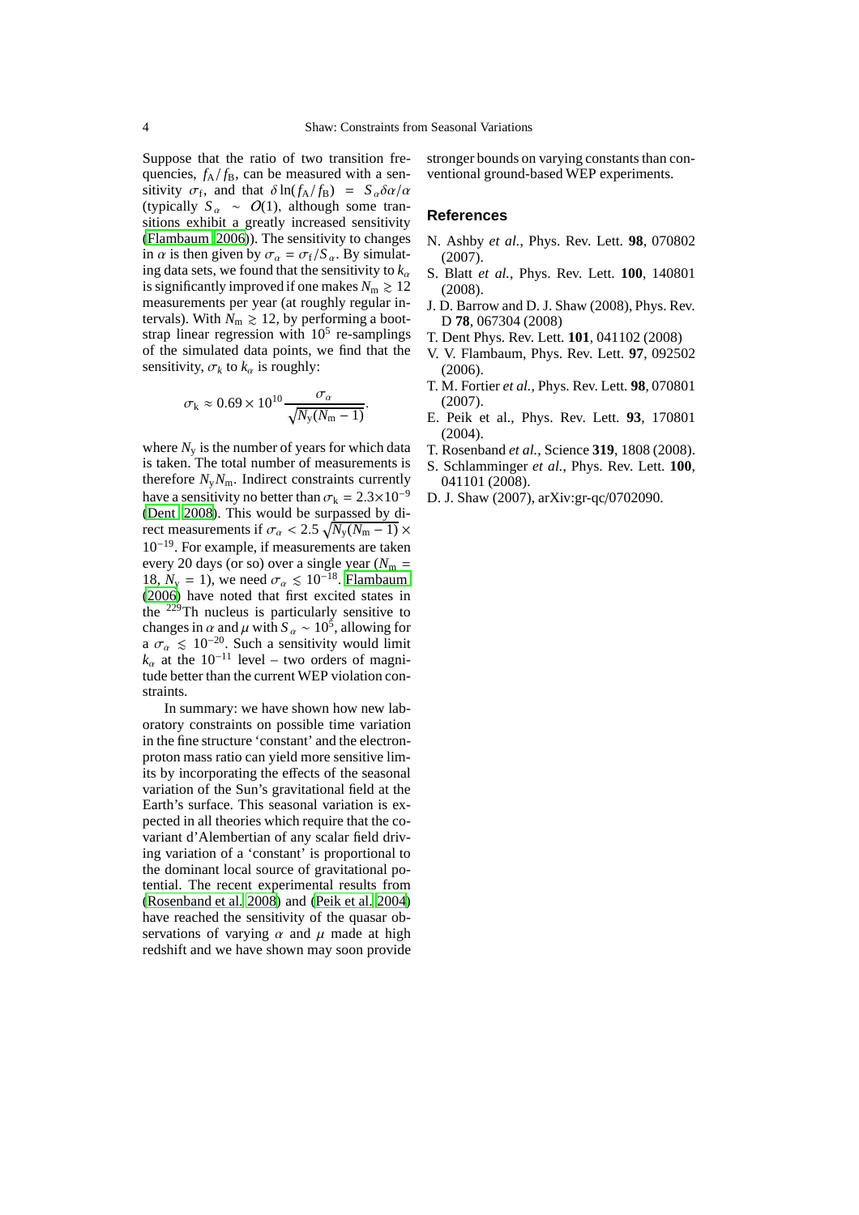Suppose that the ratio of two transition frequencies, $f_A/f_B$, can be measured with a sensitivity $\sigma_f$, and that $\delta \ln(f_A/f_B) = S_\alpha \delta\alpha/\alpha$ (typically $S_\alpha \sim O(1)$, although some transitions exhibit a greatly increased sensitivity (Flambaum 2006)). The sensitivity to changes in $\alpha$ is then given by $\sigma_\alpha = \sigma_f/S_\alpha$. By simulating data sets, we found that the sensitivity to $k_\alpha$ is significantly improved if one makes $N_m \gtrsim 12$ measurements per year (at roughly regular intervals). With $N_m \gtrsim 12$, by performing a bootstrap linear regression with $10^5$ re-samplings of the simulated data points, we find that the sensitivity, $\sigma_k$ to $k_\alpha$ is roughly:

$$\sigma_k \approx 0.69 \times 10^{10} \frac{\sigma_\alpha}{\sqrt{N_y(N_m - 1)}}.$$

where $N_y$ is the number of years for which data is taken. The total number of measurements is therefore $N_y N_m$. Indirect constraints currently have a sensitivity no better than $\sigma_k = 2.3 \times 10^{-9}$ (Dent 2008). This would be surpassed by direct measurements if $\sigma_\alpha < 2.5\sqrt{N_y(N_m - 1)} \times 10^{-19}$. For example, if measurements are taken every 20 days (or so) over a single year ($N_m = 18$, $N_y = 1$), we need $\sigma_\alpha \lesssim 10^{-18}$. Flambaum (2006) have noted that first excited states in the $^{229}$Th nucleus is particularly sensitive to changes in $\alpha$ and $\mu$ with $S_\alpha \sim 10^5$, allowing for a $\sigma_\alpha \lesssim 10^{-20}$. Such a sensitivity would limit $k_\alpha$ at the $10^{-11}$ level – two orders of magnitude better than the current WEP violation constraints.

In summary: we have shown how new laboratory constraints on possible time variation in the fine structure 'constant' and the electron-proton mass ratio can yield more sensitive limits by incorporating the effects of the seasonal variation of the Sun's gravitational field at the Earth's surface. This seasonal variation is expected in all theories which require that the covariant d'Alembertian of any scalar field driving variation of a 'constant' is proportional to the dominant local source of gravitational potential. The recent experimental results from (Rosenband et al. 2008) and (Peik et al. 2004) have reached the sensitivity of the quasar observations of varying $\alpha$ and $\mu$ made at high redshift and we have shown may soon provide stronger bounds on varying constants than conventional ground-based WEP experiments.

## References

N. Ashby *et al.*, Phys. Rev. Lett. **98**, 070802 (2007).

S. Blatt *et al.*, Phys. Rev. Lett. **100**, 140801 (2008).

J. D. Barrow and D. J. Shaw (2008), Phys. Rev. D **78**, 067304 (2008)

T. Dent Phys. Rev. Lett. **101**, 041102 (2008)

V. V. Flambaum, Phys. Rev. Lett. **97**, 092502 (2006).

T. M. Fortier *et al.*, Phys. Rev. Lett. **98**, 070801 (2007).

E. Peik et al., Phys. Rev. Lett. **93**, 170801 (2004).

T. Rosenband *et al.*, Science **319**, 1808 (2008).

S. Schlamminger *et al.*, Phys. Rev. Lett. **100**, 041101 (2008).

D. J. Shaw (2007), arXiv:gr-qc/0702090.